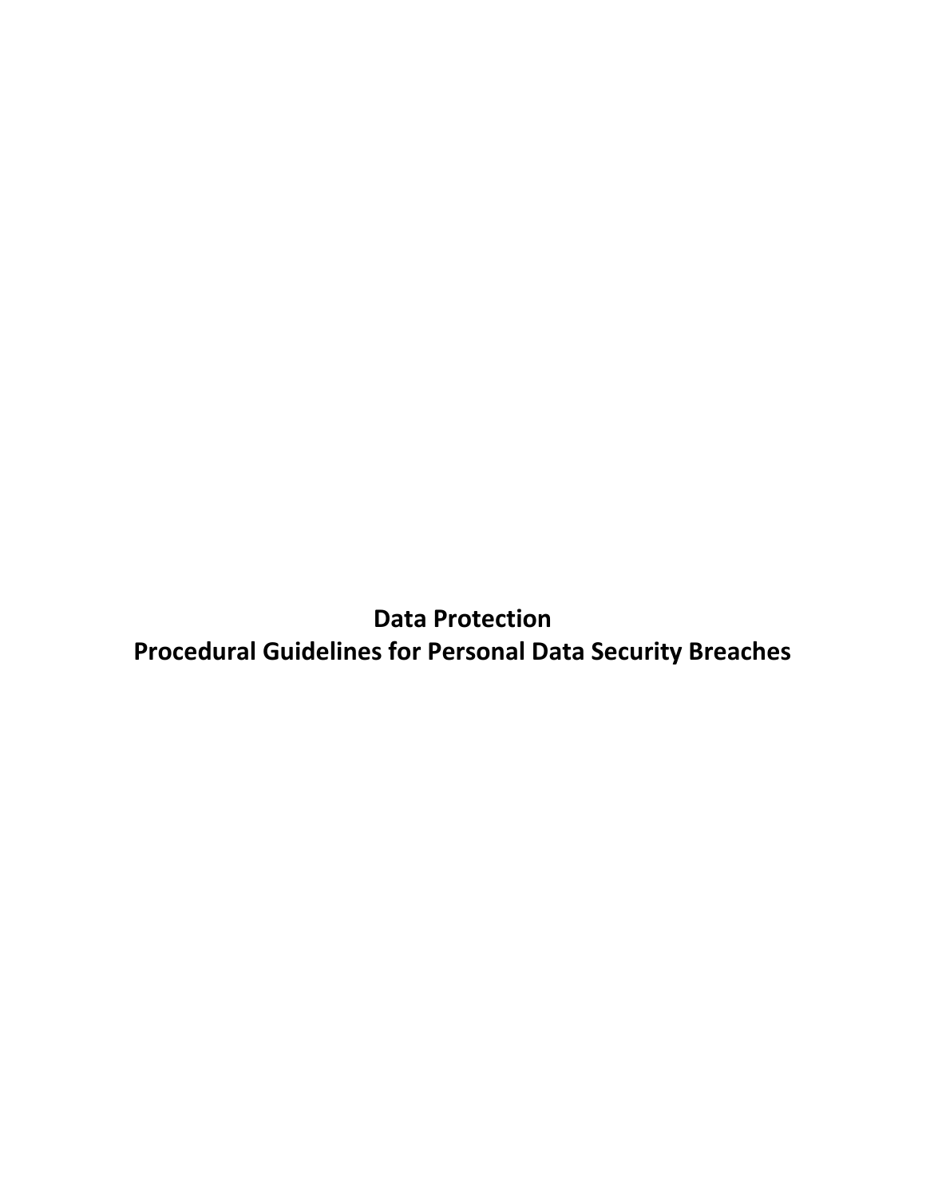# Data Protection
# Procedural Guidelines for Personal Data Security Breaches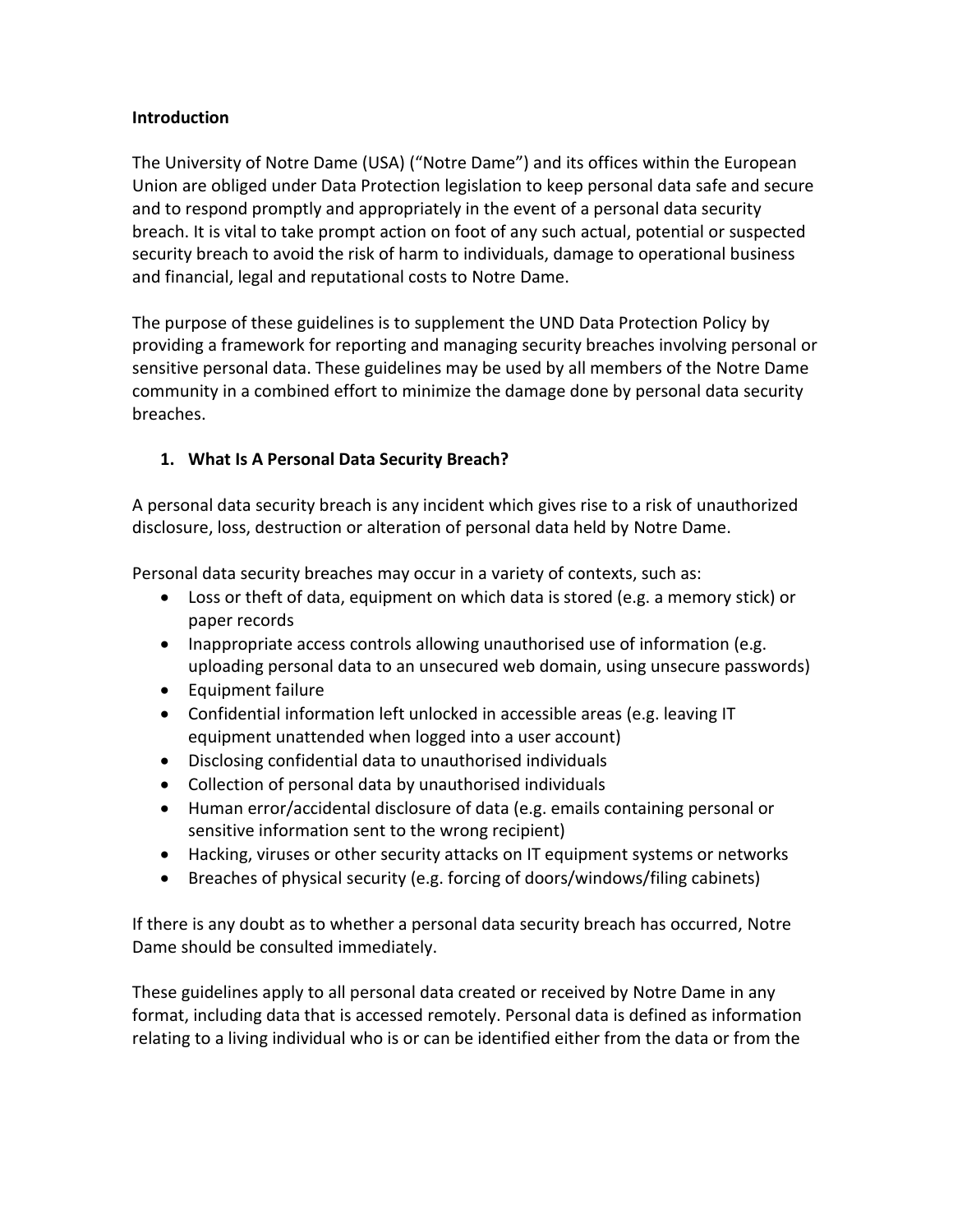**Introduction**

The University of Notre Dame (USA) ("Notre Dame") and its offices within the European Union are obliged under Data Protection legislation to keep personal data safe and secure and to respond promptly and appropriately in the event of a personal data security breach. It is vital to take prompt action on foot of any such actual, potential or suspected security breach to avoid the risk of harm to individuals, damage to operational business and financial, legal and reputational costs to Notre Dame.

The purpose of these guidelines is to supplement the UND Data Protection Policy by providing a framework for reporting and managing security breaches involving personal or sensitive personal data. These guidelines may be used by all members of the Notre Dame community in a combined effort to minimize the damage done by personal data security breaches.

## 1. What Is A Personal Data Security Breach?

A personal data security breach is any incident which gives rise to a risk of unauthorized disclosure, loss, destruction or alteration of personal data held by Notre Dame.

Personal data security breaches may occur in a variety of contexts, such as:

- Loss or theft of data, equipment on which data is stored (e.g. a memory stick) or paper records
- Inappropriate access controls allowing unauthorised use of information (e.g. uploading personal data to an unsecured web domain, using unsecure passwords)
- Equipment failure
- Confidential information left unlocked in accessible areas (e.g. leaving IT equipment unattended when logged into a user account)
- Disclosing confidential data to unauthorised individuals
- Collection of personal data by unauthorised individuals
- Human error/accidental disclosure of data (e.g. emails containing personal or sensitive information sent to the wrong recipient)
- Hacking, viruses or other security attacks on IT equipment systems or networks
- Breaches of physical security (e.g. forcing of doors/windows/filing cabinets)

If there is any doubt as to whether a personal data security breach has occurred, Notre Dame should be consulted immediately.

These guidelines apply to all personal data created or received by Notre Dame in any format, including data that is accessed remotely. Personal data is defined as information relating to a living individual who is or can be identified either from the data or from the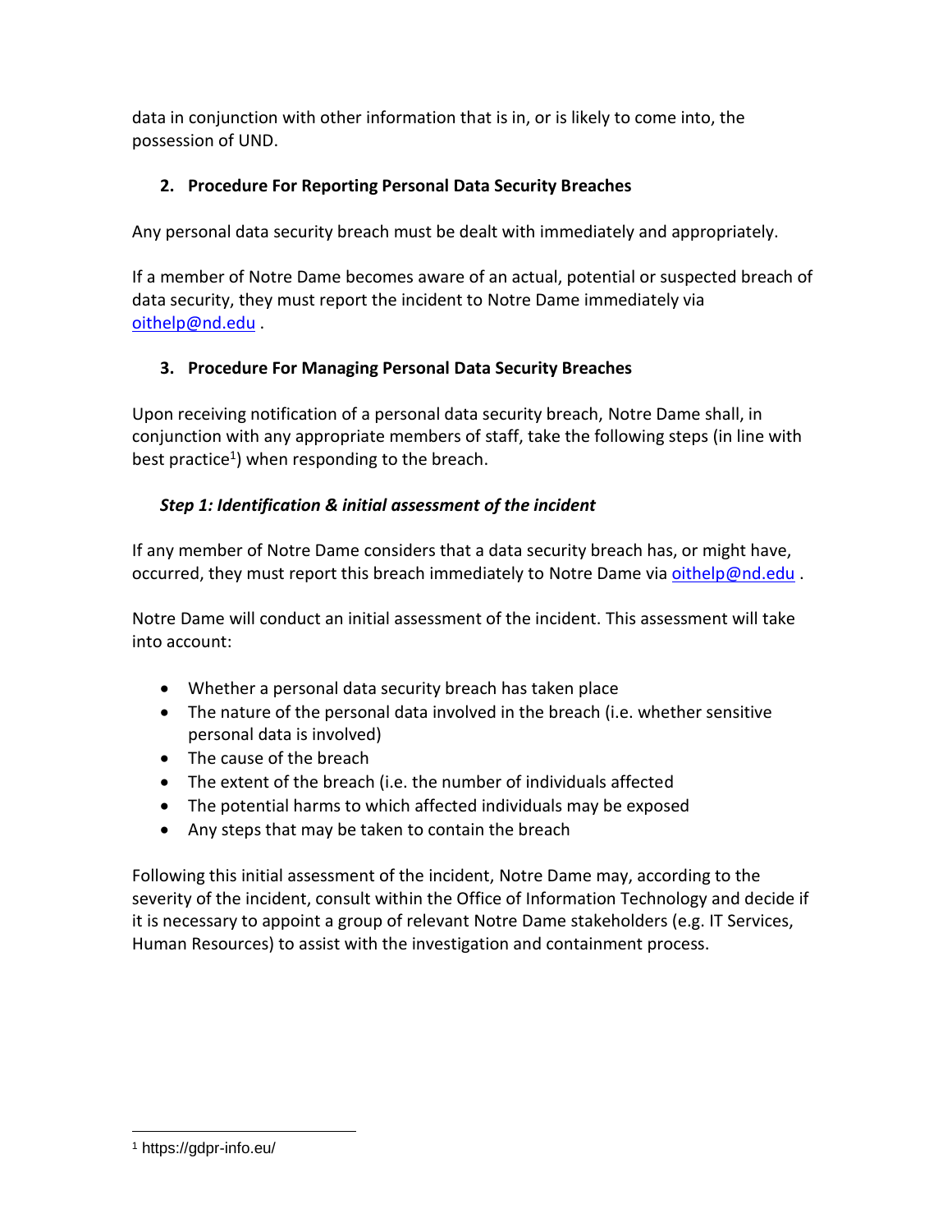data in conjunction with other information that is in, or is likely to come into, the possession of UND.

## 2. Procedure For Reporting Personal Data Security Breaches

Any personal data security breach must be dealt with immediately and appropriately.

If a member of Notre Dame becomes aware of an actual, potential or suspected breach of data security, they must report the incident to Notre Dame immediately via [oithelp@nd.edu](mailto:oithelp@nd.edu) .

## 3. Procedure For Managing Personal Data Security Breaches

Upon receiving notification of a personal data security breach, Notre Dame shall, in conjunction with any appropriate members of staff, take the following steps (in line with best practice[1]) when responding to the breach.

### *Step 1: Identification & initial assessment of the incident*

If any member of Notre Dame considers that a data security breach has, or might have, occurred, they must report this breach immediately to Notre Dame via [oithelp@nd.edu](mailto:oithelp@nd.edu) .

Notre Dame will conduct an initial assessment of the incident. This assessment will take into account:

- Whether a personal data security breach has taken place
- The nature of the personal data involved in the breach (i.e. whether sensitive personal data is involved)
- The cause of the breach
- The extent of the breach (i.e. the number of individuals affected
- The potential harms to which affected individuals may be exposed
- Any steps that may be taken to contain the breach

Following this initial assessment of the incident, Notre Dame may, according to the severity of the incident, consult within the Office of Information Technology and decide if it is necessary to appoint a group of relevant Notre Dame stakeholders (e.g. IT Services, Human Resources) to assist with the investigation and containment process.

---

[1] https://gdpr-info.eu/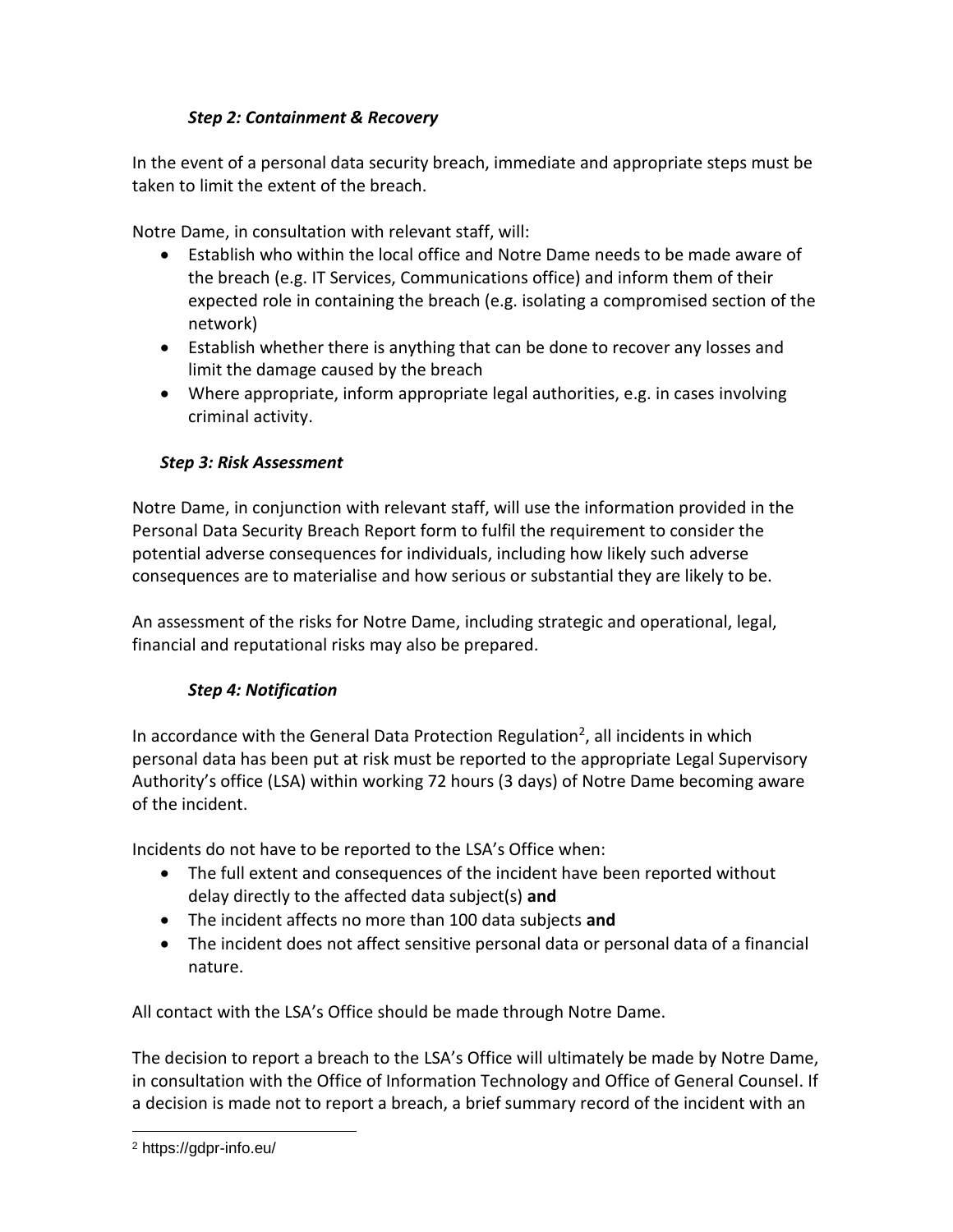### *Step 2: Containment & Recovery*

In the event of a personal data security breach, immediate and appropriate steps must be taken to limit the extent of the breach.

Notre Dame, in consultation with relevant staff, will:

- Establish who within the local office and Notre Dame needs to be made aware of the breach (e.g. IT Services, Communications office) and inform them of their expected role in containing the breach (e.g. isolating a compromised section of the network)
- Establish whether there is anything that can be done to recover any losses and limit the damage caused by the breach
- Where appropriate, inform appropriate legal authorities, e.g. in cases involving criminal activity.

### *Step 3: Risk Assessment*

Notre Dame, in conjunction with relevant staff, will use the information provided in the Personal Data Security Breach Report form to fulfil the requirement to consider the potential adverse consequences for individuals, including how likely such adverse consequences are to materialise and how serious or substantial they are likely to be.

An assessment of the risks for Notre Dame, including strategic and operational, legal, financial and reputational risks may also be prepared.

### *Step 4: Notification*

In accordance with the General Data Protection Regulation[2], all incidents in which personal data has been put at risk must be reported to the appropriate Legal Supervisory Authority's office (LSA) within working 72 hours (3 days) of Notre Dame becoming aware of the incident.

Incidents do not have to be reported to the LSA's Office when:

- The full extent and consequences of the incident have been reported without delay directly to the affected data subject(s) **and**
- The incident affects no more than 100 data subjects **and**
- The incident does not affect sensitive personal data or personal data of a financial nature.

All contact with the LSA's Office should be made through Notre Dame.

The decision to report a breach to the LSA's Office will ultimately be made by Notre Dame, in consultation with the Office of Information Technology and Office of General Counsel. If a decision is made not to report a breach, a brief summary record of the incident with an

[2] https://gdpr-info.eu/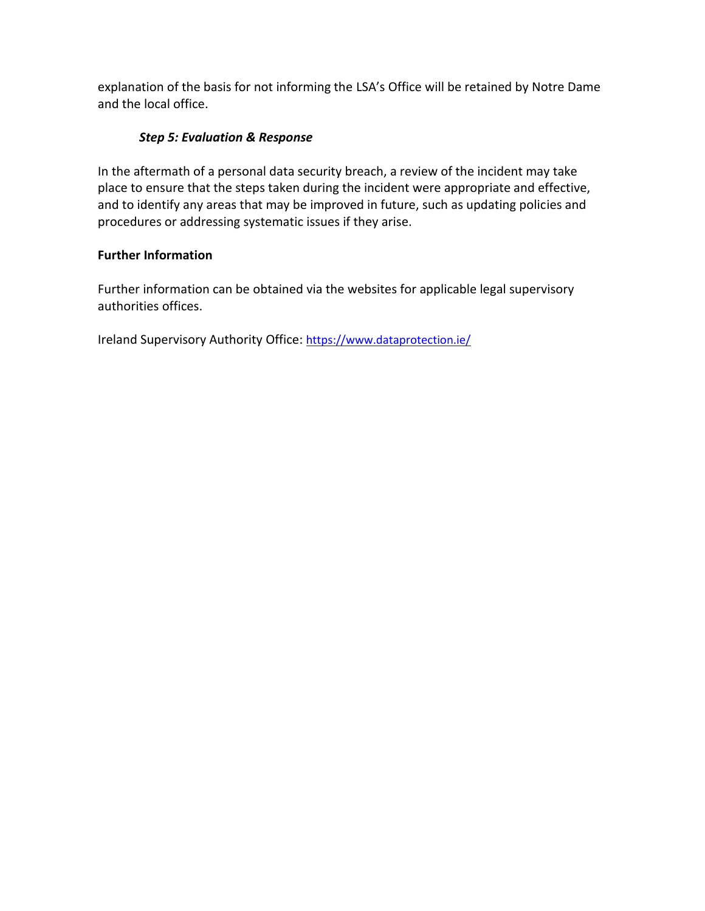explanation of the basis for not informing the LSA's Office will be retained by Notre Dame and the local office.

### *Step 5: Evaluation & Response*

In the aftermath of a personal data security breach, a review of the incident may take place to ensure that the steps taken during the incident were appropriate and effective, and to identify any areas that may be improved in future, such as updating policies and procedures or addressing systematic issues if they arise.

## Further Information

Further information can be obtained via the websites for applicable legal supervisory authorities offices.

Ireland Supervisory Authority Office: https://www.dataprotection.ie/